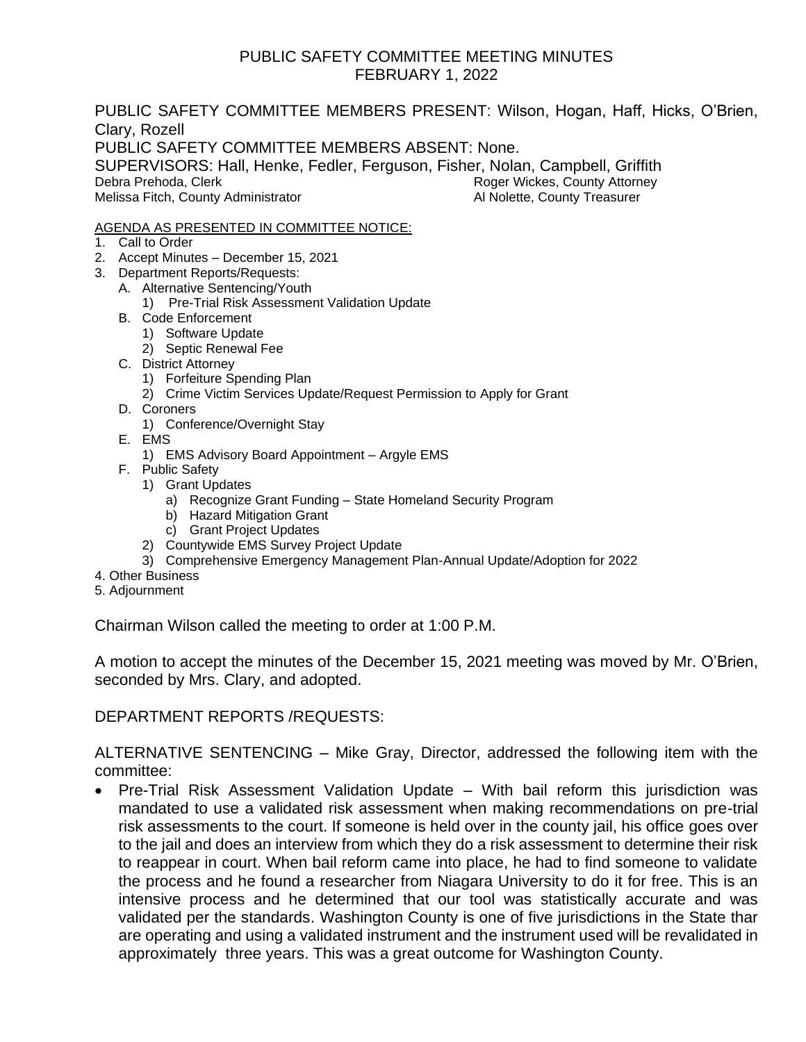# PUBLIC SAFETY COMMITTEE MEETING MINUTES
## FEBRUARY 1, 2022

PUBLIC SAFETY COMMITTEE MEMBERS PRESENT: Wilson, Hogan, Haff, Hicks, O'Brien, Clary, Rozell

PUBLIC SAFETY COMMITTEE MEMBERS ABSENT: None.

SUPERVISORS: Hall, Henke, Fedler, Ferguson, Fisher, Nolan, Campbell, Griffith

Debra Prehoda, Clerk | Roger Wickes, County Attorney
Melissa Fitch, County Administrator | Al Nolette, County Treasurer

AGENDA AS PRESENTED IN COMMITTEE NOTICE:

1. Call to Order
2. Accept Minutes – December 15, 2021
3. Department Reports/Requests:
   - A. Alternative Sentencing/Youth
     - 1) Pre-Trial Risk Assessment Validation Update
   - B. Code Enforcement
     - 1) Software Update
     - 2) Septic Renewal Fee
   - C. District Attorney
     - 1) Forfeiture Spending Plan
     - 2) Crime Victim Services Update/Request Permission to Apply for Grant
   - D. Coroners
     - 1) Conference/Overnight Stay
   - E. EMS
     - 1) EMS Advisory Board Appointment – Argyle EMS
   - F. Public Safety
     - 1) Grant Updates
       - a) Recognize Grant Funding – State Homeland Security Program
       - b) Hazard Mitigation Grant
       - c) Grant Project Updates
     - 2) Countywide EMS Survey Project Update
     - 3) Comprehensive Emergency Management Plan-Annual Update/Adoption for 2022
4. Other Business
5. Adjournment

Chairman Wilson called the meeting to order at 1:00 P.M.

A motion to accept the minutes of the December 15, 2021 meeting was moved by Mr. O'Brien, seconded by Mrs. Clary, and adopted.

DEPARTMENT REPORTS /REQUESTS:

ALTERNATIVE SENTENCING – Mike Gray, Director, addressed the following item with the committee:

- Pre-Trial Risk Assessment Validation Update – With bail reform this jurisdiction was mandated to use a validated risk assessment when making recommendations on pre-trial risk assessments to the court. If someone is held over in the county jail, his office goes over to the jail and does an interview from which they do a risk assessment to determine their risk to reappear in court. When bail reform came into place, he had to find someone to validate the process and he found a researcher from Niagara University to do it for free. This is an intensive process and he determined that our tool was statistically accurate and was validated per the standards. Washington County is one of five jurisdictions in the State thar are operating and using a validated instrument and the instrument used will be revalidated in approximately three years. This was a great outcome for Washington County.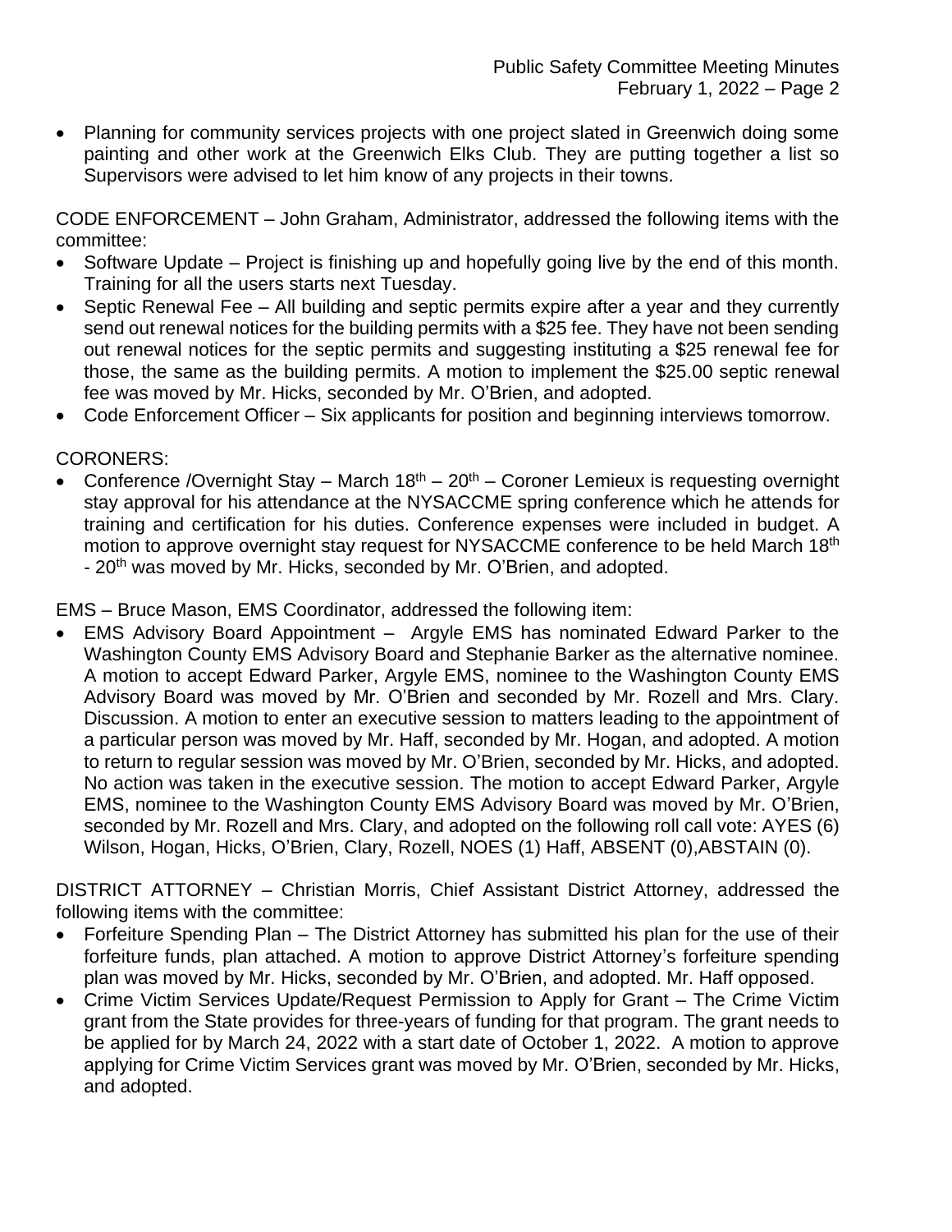- Planning for community services projects with one project slated in Greenwich doing some painting and other work at the Greenwich Elks Club. They are putting together a list so Supervisors were advised to let him know of any projects in their towns.

CODE ENFORCEMENT – John Graham, Administrator, addressed the following items with the committee:

- Software Update – Project is finishing up and hopefully going live by the end of this month. Training for all the users starts next Tuesday.
- Septic Renewal Fee – All building and septic permits expire after a year and they currently send out renewal notices for the building permits with a $25 fee. They have not been sending out renewal notices for the septic permits and suggesting instituting a $25 renewal fee for those, the same as the building permits. A motion to implement the $25.00 septic renewal fee was moved by Mr. Hicks, seconded by Mr. O'Brien, and adopted.
- Code Enforcement Officer – Six applicants for position and beginning interviews tomorrow.

CORONERS:

- Conference /Overnight Stay – March 18th – 20th – Coroner Lemieux is requesting overnight stay approval for his attendance at the NYSACCME spring conference which he attends for training and certification for his duties. Conference expenses were included in budget. A motion to approve overnight stay request for NYSACCME conference to be held March 18th - 20th was moved by Mr. Hicks, seconded by Mr. O'Brien, and adopted.

EMS – Bruce Mason, EMS Coordinator, addressed the following item:

- EMS Advisory Board Appointment – Argyle EMS has nominated Edward Parker to the Washington County EMS Advisory Board and Stephanie Barker as the alternative nominee. A motion to accept Edward Parker, Argyle EMS, nominee to the Washington County EMS Advisory Board was moved by Mr. O'Brien and seconded by Mr. Rozell and Mrs. Clary. Discussion. A motion to enter an executive session to matters leading to the appointment of a particular person was moved by Mr. Haff, seconded by Mr. Hogan, and adopted. A motion to return to regular session was moved by Mr. O'Brien, seconded by Mr. Hicks, and adopted. No action was taken in the executive session. The motion to accept Edward Parker, Argyle EMS, nominee to the Washington County EMS Advisory Board was moved by Mr. O'Brien, seconded by Mr. Rozell and Mrs. Clary, and adopted on the following roll call vote: AYES (6) Wilson, Hogan, Hicks, O'Brien, Clary, Rozell, NOES (1) Haff, ABSENT (0),ABSTAIN (0).

DISTRICT ATTORNEY – Christian Morris, Chief Assistant District Attorney, addressed the following items with the committee:

- Forfeiture Spending Plan – The District Attorney has submitted his plan for the use of their forfeiture funds, plan attached. A motion to approve District Attorney's forfeiture spending plan was moved by Mr. Hicks, seconded by Mr. O'Brien, and adopted. Mr. Haff opposed.
- Crime Victim Services Update/Request Permission to Apply for Grant – The Crime Victim grant from the State provides for three-years of funding for that program. The grant needs to be applied for by March 24, 2022 with a start date of October 1, 2022. A motion to approve applying for Crime Victim Services grant was moved by Mr. O'Brien, seconded by Mr. Hicks, and adopted.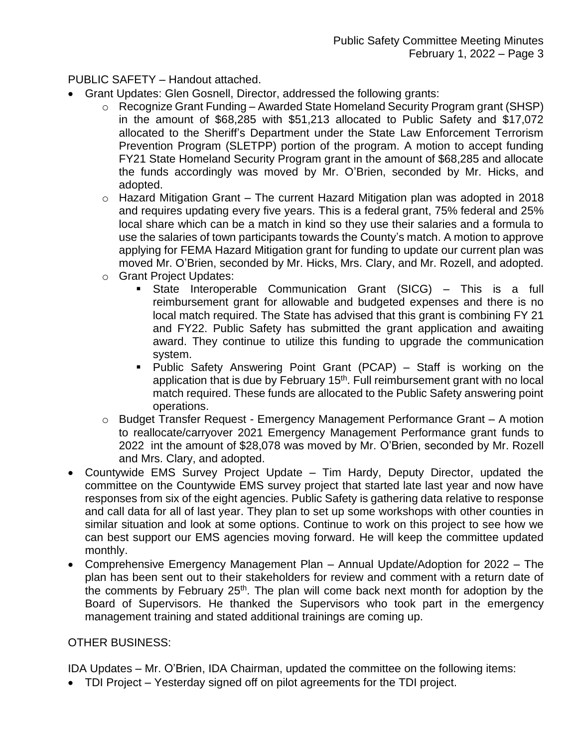PUBLIC SAFETY – Handout attached.

- Grant Updates: Glen Gosnell, Director, addressed the following grants:
  - Recognize Grant Funding – Awarded State Homeland Security Program grant (SHSP) in the amount of $68,285 with $51,213 allocated to Public Safety and $17,072 allocated to the Sheriff's Department under the State Law Enforcement Terrorism Prevention Program (SLETPP) portion of the program. A motion to accept funding FY21 State Homeland Security Program grant in the amount of $68,285 and allocate the funds accordingly was moved by Mr. O'Brien, seconded by Mr. Hicks, and adopted.
  - Hazard Mitigation Grant – The current Hazard Mitigation plan was adopted in 2018 and requires updating every five years. This is a federal grant, 75% federal and 25% local share which can be a match in kind so they use their salaries and a formula to use the salaries of town participants towards the County's match. A motion to approve applying for FEMA Hazard Mitigation grant for funding to update our current plan was moved Mr. O'Brien, seconded by Mr. Hicks, Mrs. Clary, and Mr. Rozell, and adopted.
  - Grant Project Updates:
    - State Interoperable Communication Grant (SICG) – This is a full reimbursement grant for allowable and budgeted expenses and there is no local match required. The State has advised that this grant is combining FY 21 and FY22. Public Safety has submitted the grant application and awaiting award. They continue to utilize this funding to upgrade the communication system.
    - Public Safety Answering Point Grant (PCAP) – Staff is working on the application that is due by February 15th. Full reimbursement grant with no local match required. These funds are allocated to the Public Safety answering point operations.
  - Budget Transfer Request - Emergency Management Performance Grant – A motion to reallocate/carryover 2021 Emergency Management Performance grant funds to 2022 int the amount of $28,078 was moved by Mr. O'Brien, seconded by Mr. Rozell and Mrs. Clary, and adopted.
- Countywide EMS Survey Project Update – Tim Hardy, Deputy Director, updated the committee on the Countywide EMS survey project that started late last year and now have responses from six of the eight agencies. Public Safety is gathering data relative to response and call data for all of last year. They plan to set up some workshops with other counties in similar situation and look at some options. Continue to work on this project to see how we can best support our EMS agencies moving forward. He will keep the committee updated monthly.
- Comprehensive Emergency Management Plan – Annual Update/Adoption for 2022 – The plan has been sent out to their stakeholders for review and comment with a return date of the comments by February 25th. The plan will come back next month for adoption by the Board of Supervisors. He thanked the Supervisors who took part in the emergency management training and stated additional trainings are coming up.

OTHER BUSINESS:

IDA Updates – Mr. O'Brien, IDA Chairman, updated the committee on the following items:

- TDI Project – Yesterday signed off on pilot agreements for the TDI project.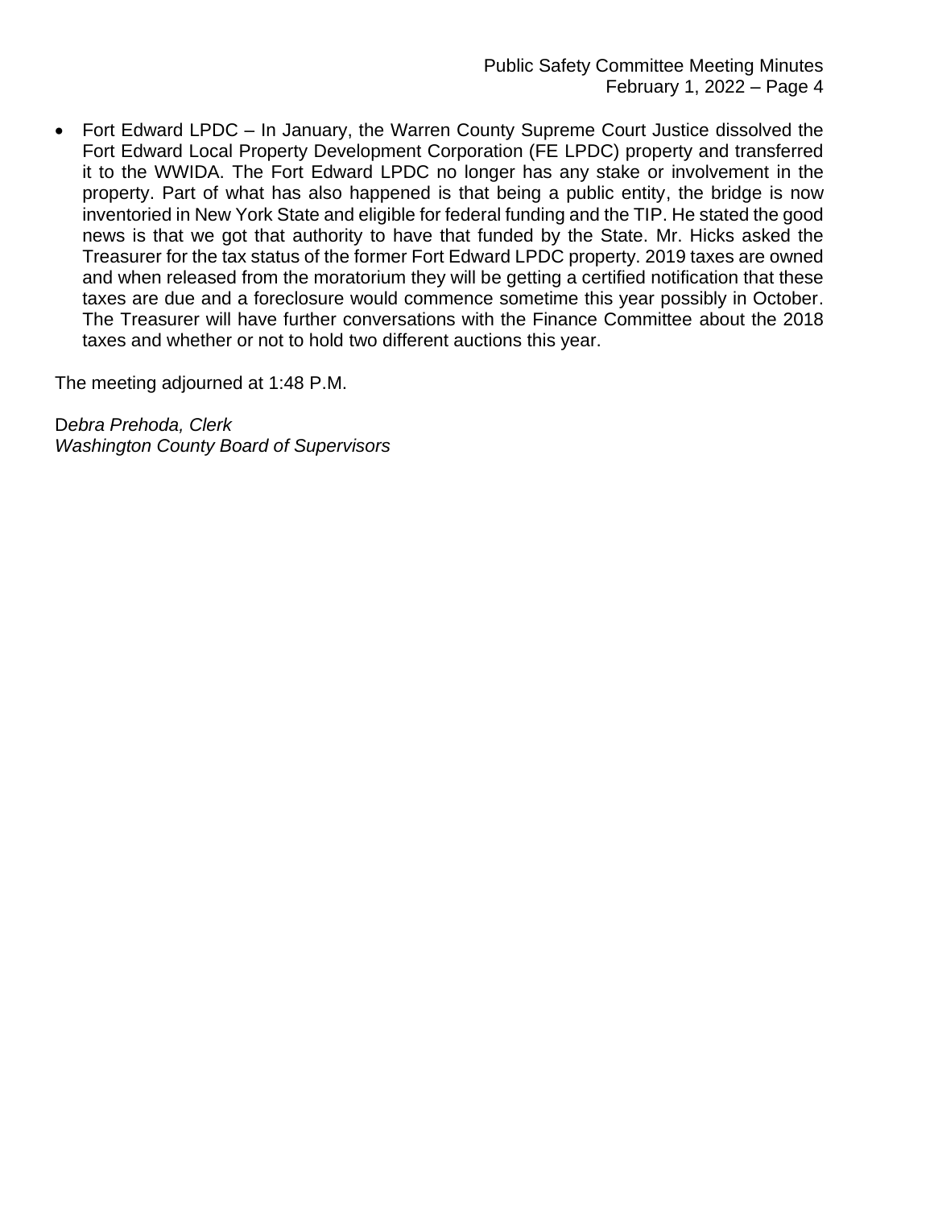- Fort Edward LPDC – In January, the Warren County Supreme Court Justice dissolved the Fort Edward Local Property Development Corporation (FE LPDC) property and transferred it to the WWIDA. The Fort Edward LPDC no longer has any stake or involvement in the property. Part of what has also happened is that being a public entity, the bridge is now inventoried in New York State and eligible for federal funding and the TIP. He stated the good news is that we got that authority to have that funded by the State. Mr. Hicks asked the Treasurer for the tax status of the former Fort Edward LPDC property. 2019 taxes are owned and when released from the moratorium they will be getting a certified notification that these taxes are due and a foreclosure would commence sometime this year possibly in October. The Treasurer will have further conversations with the Finance Committee about the 2018 taxes and whether or not to hold two different auctions this year.

The meeting adjourned at 1:48 P.M.

D*ebra Prehoda, Clerk*
*Washington County Board of Supervisors*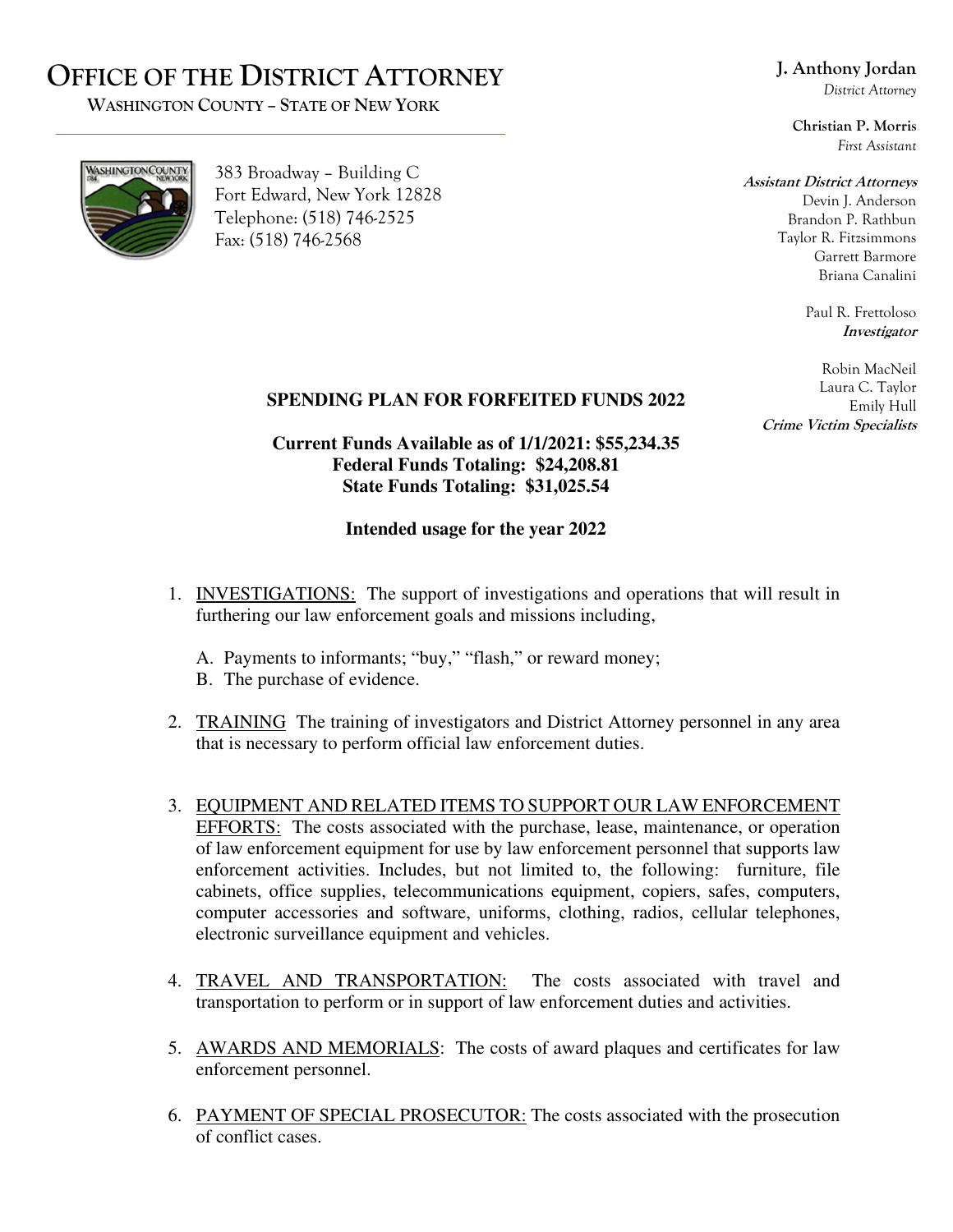# OFFICE OF THE DISTRICT ATTORNEY

**WASHINGTON COUNTY – STATE OF NEW YORK**

383 Broadway – Building C
Fort Edward, New York 12828
Telephone: (518) 746-2525
Fax: (518) 746-2568

**J. Anthony Jordan**
*District Attorney*

**Christian P. Morris**
*First Assistant*

***Assistant District Attorneys***
Devin J. Anderson
Brandon P. Rathbun
Taylor R. Fitzsimmons
Garrett Barmore
Briana Canalini

Paul R. Frettoloso
***Investigator***

Robin MacNeil
Laura C. Taylor
Emily Hull
***Crime Victim Specialists***

## SPENDING PLAN FOR FORFEITED FUNDS 2022

**Current Funds Available as of 1/1/2021: $55,234.35**
**Federal Funds Totaling: $24,208.81**
**State Funds Totaling: $31,025.54**

**Intended usage for the year 2022**

1. INVESTIGATIONS: The support of investigations and operations that will result in furthering our law enforcement goals and missions including,

   A. Payments to informants; "buy," "flash," or reward money;
   B. The purchase of evidence.

2. TRAINING The training of investigators and District Attorney personnel in any area that is necessary to perform official law enforcement duties.

3. EQUIPMENT AND RELATED ITEMS TO SUPPORT OUR LAW ENFORCEMENT EFFORTS: The costs associated with the purchase, lease, maintenance, or operation of law enforcement equipment for use by law enforcement personnel that supports law enforcement activities. Includes, but not limited to, the following: furniture, file cabinets, office supplies, telecommunications equipment, copiers, safes, computers, computer accessories and software, uniforms, clothing, radios, cellular telephones, electronic surveillance equipment and vehicles.

4. TRAVEL AND TRANSPORTATION: The costs associated with travel and transportation to perform or in support of law enforcement duties and activities.

5. AWARDS AND MEMORIALS: The costs of award plaques and certificates for law enforcement personnel.

6. PAYMENT OF SPECIAL PROSECUTOR: The costs associated with the prosecution of conflict cases.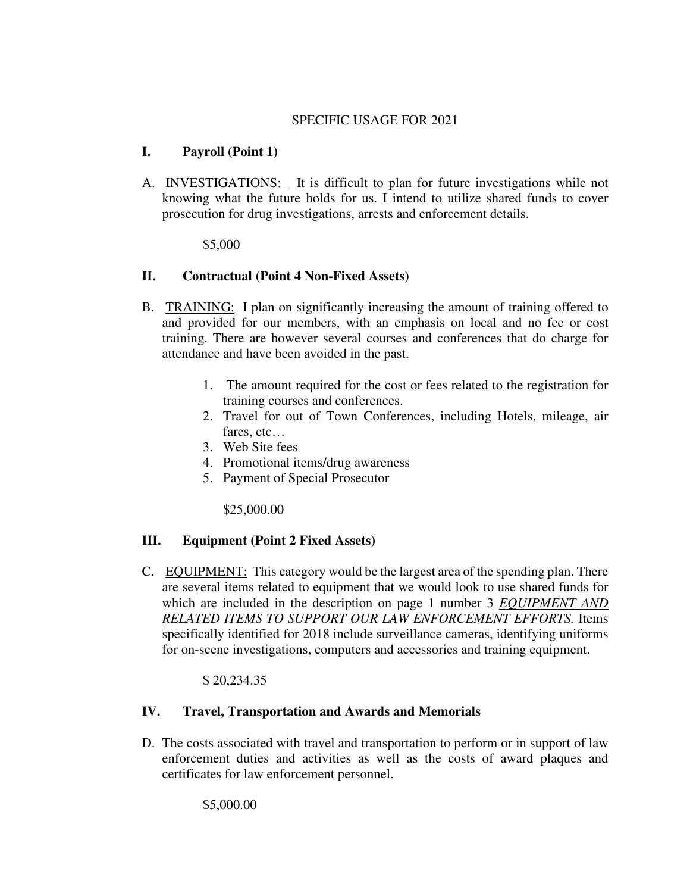SPECIFIC USAGE FOR 2021

## I. Payroll (Point 1)

A. <u>INVESTIGATIONS:</u> It is difficult to plan for future investigations while not knowing what the future holds for us. I intend to utilize shared funds to cover prosecution for drug investigations, arrests and enforcement details.

$5,000

## II. Contractual (Point 4 Non-Fixed Assets)

B. <u>TRAINING:</u> I plan on significantly increasing the amount of training offered to and provided for our members, with an emphasis on local and no fee or cost training. There are however several courses and conferences that do charge for attendance and have been avoided in the past.

1. The amount required for the cost or fees related to the registration for training courses and conferences.
2. Travel for out of Town Conferences, including Hotels, mileage, air fares, etc…
3. Web Site fees
4. Promotional items/drug awareness
5. Payment of Special Prosecutor

$25,000.00

## III. Equipment (Point 2 Fixed Assets)

C. <u>EQUIPMENT:</u> This category would be the largest area of the spending plan. There are several items related to equipment that we would look to use shared funds for which are included in the description on page 1 number 3 *<u>EQUIPMENT AND RELATED ITEMS TO SUPPORT OUR LAW ENFORCEMENT EFFORTS</u>.* Items specifically identified for 2018 include surveillance cameras, identifying uniforms for on-scene investigations, computers and accessories and training equipment.

$ 20,234.35

## IV. Travel, Transportation and Awards and Memorials

D. The costs associated with travel and transportation to perform or in support of law enforcement duties and activities as well as the costs of award plaques and certificates for law enforcement personnel.

$5,000.00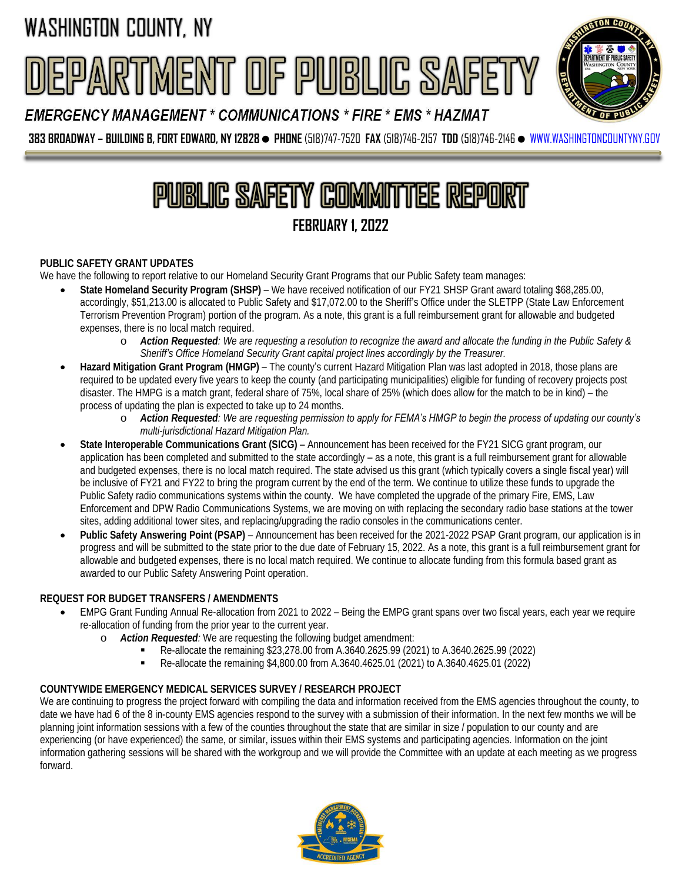# WASHINGTON COUNTY, NY

# DEPARTMENT OF PUBLIC SAFETY

*EMERGENCY MANAGEMENT * COMMUNICATIONS * FIRE * EMS * HAZMAT*

**383 BROADWAY – BUILDING B, FORT EDWARD, NY 12828 ● PHONE** (518)747-7520 **FAX** (518)746-2157 **TDD** (518)746-2146 ● WWW.WASHINGTONCOUNTYNY.GOV

## PUBLIC SAFETY COMMITTEE REPORT

### FEBRUARY 1, 2022

**PUBLIC SAFETY GRANT UPDATES**

We have the following to report relative to our Homeland Security Grant Programs that our Public Safety team manages:

- **State Homeland Security Program (SHSP)** – We have received notification of our FY21 SHSP Grant award totaling $68,285.00, accordingly, $51,213.00 is allocated to Public Safety and $17,072.00 to the Sheriff's Office under the SLETPP (State Law Enforcement Terrorism Prevention Program) portion of the program. As a note, this grant is a full reimbursement grant for allowable and budgeted expenses, there is no local match required.
  - ***Action Requested**: We are requesting a resolution to recognize the award and allocate the funding in the Public Safety & Sheriff's Office Homeland Security Grant capital project lines accordingly by the Treasurer.*
- **Hazard Mitigation Grant Program (HMGP)** – The county's current Hazard Mitigation Plan was last adopted in 2018, those plans are required to be updated every five years to keep the county (and participating municipalities) eligible for funding of recovery projects post disaster. The HMPG is a match grant, federal share of 75%, local share of 25% (which does allow for the match to be in kind) – the process of updating the plan is expected to take up to 24 months.
  - ***Action Requested**: We are requesting permission to apply for FEMA's HMGP to begin the process of updating our county's multi-jurisdictional Hazard Mitigation Plan.*
- **State Interoperable Communications Grant (SICG)** – Announcement has been received for the FY21 SICG grant program, our application has been completed and submitted to the state accordingly – as a note, this grant is a full reimbursement grant for allowable and budgeted expenses, there is no local match required. The state advised us this grant (which typically covers a single fiscal year) will be inclusive of FY21 and FY22 to bring the program current by the end of the term. We continue to utilize these funds to upgrade the Public Safety radio communications systems within the county. We have completed the upgrade of the primary Fire, EMS, Law Enforcement and DPW Radio Communications Systems, we are moving on with replacing the secondary radio base stations at the tower sites, adding additional tower sites, and replacing/upgrading the radio consoles in the communications center.
- **Public Safety Answering Point (PSAP)** – Announcement has been received for the 2021-2022 PSAP Grant program, our application is in progress and will be submitted to the state prior to the due date of February 15, 2022. As a note, this grant is a full reimbursement grant for allowable and budgeted expenses, there is no local match required. We continue to allocate funding from this formula based grant as awarded to our Public Safety Answering Point operation.

**REQUEST FOR BUDGET TRANSFERS / AMENDMENTS**

- EMPG Grant Funding Annual Re-allocation from 2021 to 2022 – Being the EMPG grant spans over two fiscal years, each year we require re-allocation of funding from the prior year to the current year.
  - ***Action Requested**:* We are requesting the following budget amendment:
    - Re-allocate the remaining $23,278.00 from A.3640.2625.99 (2021) to A.3640.2625.99 (2022)
    - Re-allocate the remaining $4,800.00 from A.3640.4625.01 (2021) to A.3640.4625.01 (2022)

**COUNTYWIDE EMERGENCY MEDICAL SERVICES SURVEY / RESEARCH PROJECT**

We are continuing to progress the project forward with compiling the data and information received from the EMS agencies throughout the county, to date we have had 6 of the 8 in-county EMS agencies respond to the survey with a submission of their information. In the next few months we will be planning joint information sessions with a few of the counties throughout the state that are similar in size / population to our county and are experiencing (or have experienced) the same, or similar, issues within their EMS systems and participating agencies. Information on the joint information gathering sessions will be shared with the workgroup and we will provide the Committee with an update at each meeting as we progress forward.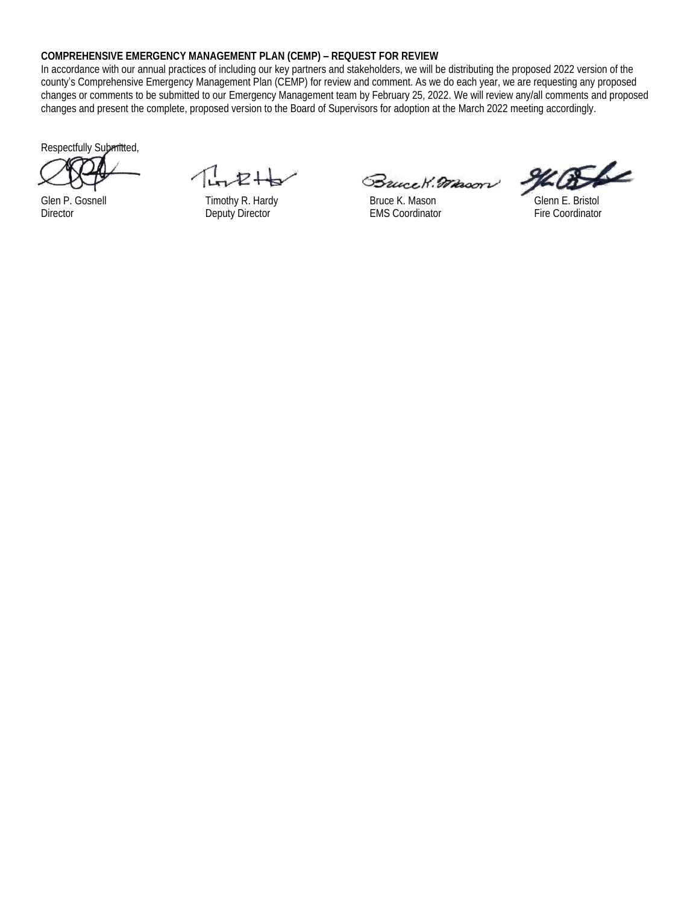**COMPREHENSIVE EMERGENCY MANAGEMENT PLAN (CEMP) – REQUEST FOR REVIEW**

In accordance with our annual practices of including our key partners and stakeholders, we will be distributing the proposed 2022 version of the county's Comprehensive Emergency Management Plan (CEMP) for review and comment. As we do each year, we are requesting any proposed changes or comments to be submitted to our Emergency Management team by February 25, 2022. We will review any/all comments and proposed changes and present the complete, proposed version to the Board of Supervisors for adoption at the March 2022 meeting accordingly.

Respectfully Submitted,

| | | | |
|---|---|---|---|
| Glen P. Gosnell | Timothy R. Hardy | Bruce K. Mason | Glenn E. Bristol |
| Director | Deputy Director | EMS Coordinator | Fire Coordinator |